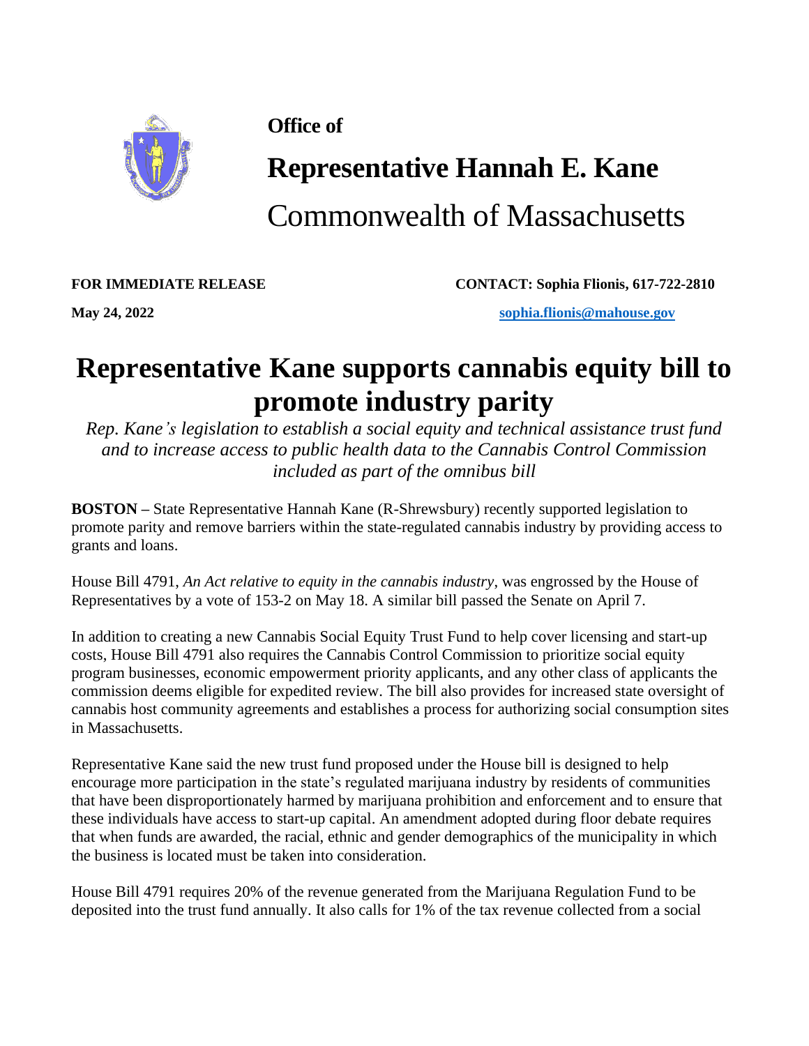**Office of**

# Representative Hannah E. Kane

Commonwealth of Massachusetts

**FOR IMMEDIATE RELEASE** **CONTACT: Sophia Flionis, 617-722-2810**

**May 24, 2022** **sophia.flionis@mahouse.gov**

# Representative Kane supports cannabis equity bill to promote industry parity

*Rep. Kane's legislation to establish a social equity and technical assistance trust fund and to increase access to public health data to the Cannabis Control Commission included as part of the omnibus bill*

**BOSTON –** State Representative Hannah Kane (R-Shrewsbury) recently supported legislation to promote parity and remove barriers within the state-regulated cannabis industry by providing access to grants and loans.

House Bill 4791, *An Act relative to equity in the cannabis industry*, was engrossed by the House of Representatives by a vote of 153-2 on May 18. A similar bill passed the Senate on April 7.

In addition to creating a new Cannabis Social Equity Trust Fund to help cover licensing and start-up costs, House Bill 4791 also requires the Cannabis Control Commission to prioritize social equity program businesses, economic empowerment priority applicants, and any other class of applicants the commission deems eligible for expedited review. The bill also provides for increased state oversight of cannabis host community agreements and establishes a process for authorizing social consumption sites in Massachusetts.

Representative Kane said the new trust fund proposed under the House bill is designed to help encourage more participation in the state's regulated marijuana industry by residents of communities that have been disproportionately harmed by marijuana prohibition and enforcement and to ensure that these individuals have access to start-up capital. An amendment adopted during floor debate requires that when funds are awarded, the racial, ethnic and gender demographics of the municipality in which the business is located must be taken into consideration.

House Bill 4791 requires 20% of the revenue generated from the Marijuana Regulation Fund to be deposited into the trust fund annually. It also calls for 1% of the tax revenue collected from a social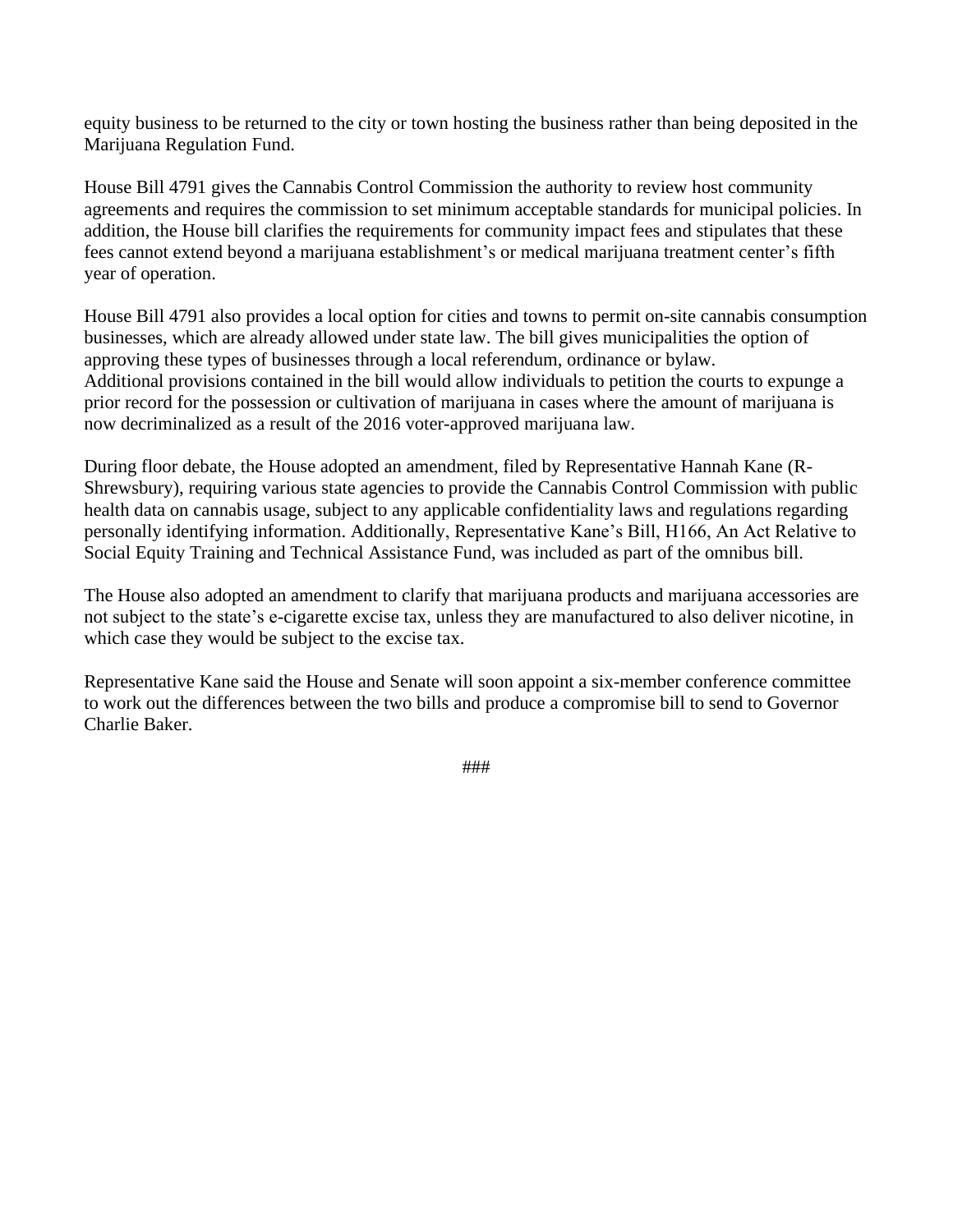equity business to be returned to the city or town hosting the business rather than being deposited in the Marijuana Regulation Fund.

House Bill 4791 gives the Cannabis Control Commission the authority to review host community agreements and requires the commission to set minimum acceptable standards for municipal policies. In addition, the House bill clarifies the requirements for community impact fees and stipulates that these fees cannot extend beyond a marijuana establishment's or medical marijuana treatment center's fifth year of operation.

House Bill 4791 also provides a local option for cities and towns to permit on-site cannabis consumption businesses, which are already allowed under state law. The bill gives municipalities the option of approving these types of businesses through a local referendum, ordinance or bylaw.
Additional provisions contained in the bill would allow individuals to petition the courts to expunge a prior record for the possession or cultivation of marijuana in cases where the amount of marijuana is now decriminalized as a result of the 2016 voter-approved marijuana law.

During floor debate, the House adopted an amendment, filed by Representative Hannah Kane (R-Shrewsbury), requiring various state agencies to provide the Cannabis Control Commission with public health data on cannabis usage, subject to any applicable confidentiality laws and regulations regarding personally identifying information. Additionally, Representative Kane's Bill, H166, An Act Relative to Social Equity Training and Technical Assistance Fund, was included as part of the omnibus bill.

The House also adopted an amendment to clarify that marijuana products and marijuana accessories are not subject to the state's e-cigarette excise tax, unless they are manufactured to also deliver nicotine, in which case they would be subject to the excise tax.

Representative Kane said the House and Senate will soon appoint a six-member conference committee to work out the differences between the two bills and produce a compromise bill to send to Governor Charlie Baker.

###